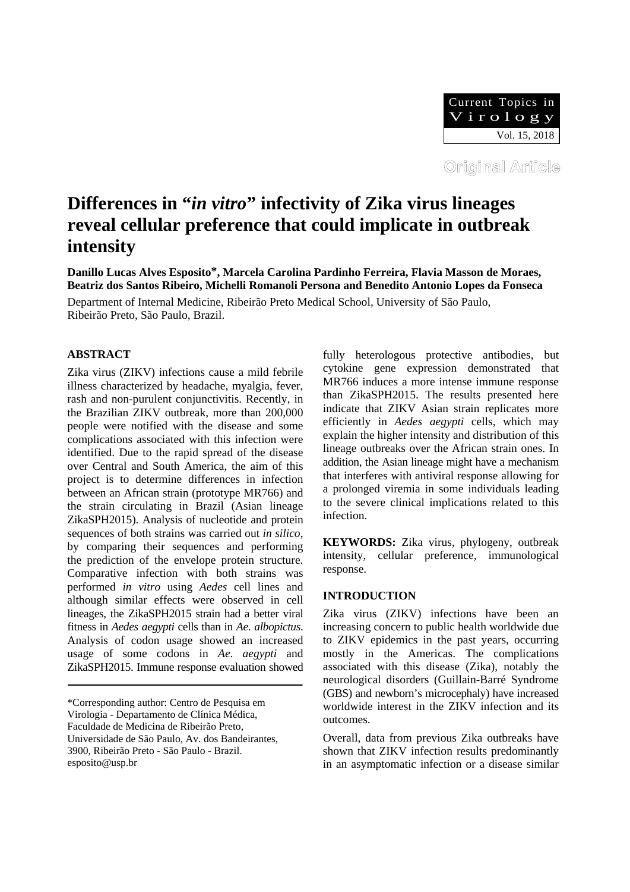Original Article

# Differences in "*in vitro*" infectivity of Zika virus lineages reveal cellular preference that could implicate in outbreak intensity

**Danillo Lucas Alves Esposito*, Marcela Carolina Pardinho Ferreira, Flavia Masson de Moraes, Beatriz dos Santos Ribeiro, Michelli Romanoli Persona and Benedito Antonio Lopes da Fonseca**

Department of Internal Medicine, Ribeirão Preto Medical School, University of São Paulo, Ribeirão Preto, São Paulo, Brazil.

## ABSTRACT

Zika virus (ZIKV) infections cause a mild febrile illness characterized by headache, myalgia, fever, rash and non-purulent conjunctivitis. Recently, in the Brazilian ZIKV outbreak, more than 200,000 people were notified with the disease and some complications associated with this infection were identified. Due to the rapid spread of the disease over Central and South America, the aim of this project is to determine differences in infection between an African strain (prototype MR766) and the strain circulating in Brazil (Asian lineage ZikaSPH2015). Analysis of nucleotide and protein sequences of both strains was carried out *in silico*, by comparing their sequences and performing the prediction of the envelope protein structure. Comparative infection with both strains was performed *in vitro* using *Aedes* cell lines and although similar effects were observed in cell lineages, the ZikaSPH2015 strain had a better viral fitness in *Aedes aegypti* cells than in *Ae. albopictus*. Analysis of codon usage showed an increased usage of some codons in *Ae. aegypti* and ZikaSPH2015. Immune response evaluation showed fully heterologous protective antibodies, but cytokine gene expression demonstrated that MR766 induces a more intense immune response than ZikaSPH2015. The results presented here indicate that ZIKV Asian strain replicates more efficiently in *Aedes aegypti* cells, which may explain the higher intensity and distribution of this lineage outbreaks over the African strain ones. In addition, the Asian lineage might have a mechanism that interferes with antiviral response allowing for a prolonged viremia in some individuals leading to the severe clinical implications related to this infection.

**KEYWORDS:** Zika virus, phylogeny, outbreak intensity, cellular preference, immunological response.

## INTRODUCTION

Zika virus (ZIKV) infections have been an increasing concern to public health worldwide due to ZIKV epidemics in the past years, occurring mostly in the Americas. The complications associated with this disease (Zika), notably the neurological disorders (Guillain-Barré Syndrome (GBS) and newborn's microcephaly) have increased worldwide interest in the ZIKV infection and its outcomes.

Overall, data from previous Zika outbreaks have shown that ZIKV infection results predominantly in an asymptomatic infection or a disease similar

*Corresponding author: Centro de Pesquisa em Virologia - Departamento de Clínica Médica, Faculdade de Medicina de Ribeirão Preto, Universidade de São Paulo, Av. dos Bandeirantes, 3900, Ribeirão Preto - São Paulo - Brazil. esposito@usp.br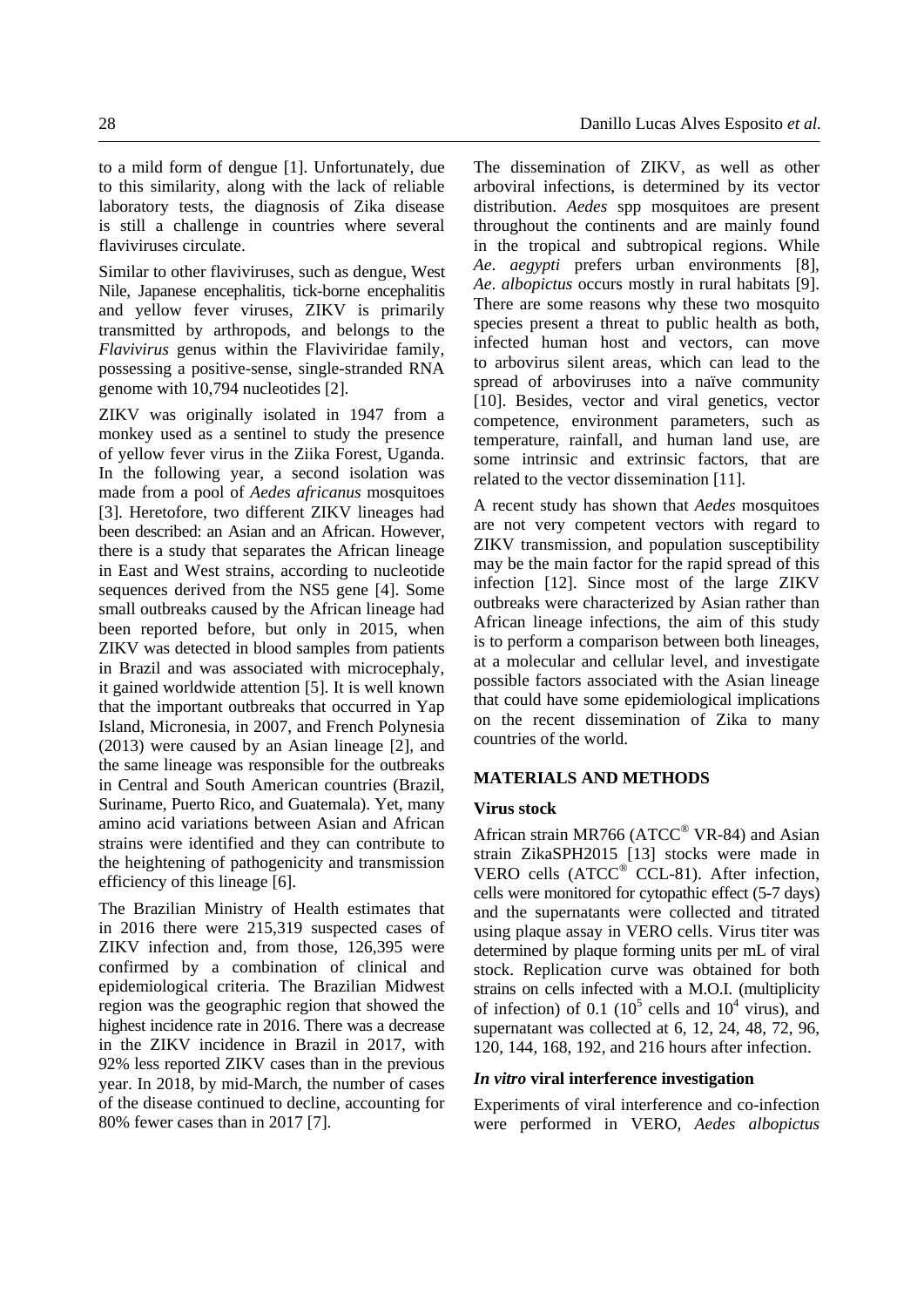to a mild form of dengue [1]. Unfortunately, due to this similarity, along with the lack of reliable laboratory tests, the diagnosis of Zika disease is still a challenge in countries where several flaviviruses circulate.

Similar to other flaviviruses, such as dengue, West Nile, Japanese encephalitis, tick-borne encephalitis and yellow fever viruses, ZIKV is primarily transmitted by arthropods, and belongs to the *Flavivirus* genus within the Flaviviridae family, possessing a positive-sense, single-stranded RNA genome with 10,794 nucleotides [2].

ZIKV was originally isolated in 1947 from a monkey used as a sentinel to study the presence of yellow fever virus in the Ziika Forest, Uganda. In the following year, a second isolation was made from a pool of *Aedes africanus* mosquitoes [3]. Heretofore, two different ZIKV lineages had been described: an Asian and an African. However, there is a study that separates the African lineage in East and West strains, according to nucleotide sequences derived from the NS5 gene [4]. Some small outbreaks caused by the African lineage had been reported before, but only in 2015, when ZIKV was detected in blood samples from patients in Brazil and was associated with microcephaly, it gained worldwide attention [5]. It is well known that the important outbreaks that occurred in Yap Island, Micronesia, in 2007, and French Polynesia (2013) were caused by an Asian lineage [2], and the same lineage was responsible for the outbreaks in Central and South American countries (Brazil, Suriname, Puerto Rico, and Guatemala). Yet, many amino acid variations between Asian and African strains were identified and they can contribute to the heightening of pathogenicity and transmission efficiency of this lineage [6].

The Brazilian Ministry of Health estimates that in 2016 there were 215,319 suspected cases of ZIKV infection and, from those, 126,395 were confirmed by a combination of clinical and epidemiological criteria. The Brazilian Midwest region was the geographic region that showed the highest incidence rate in 2016. There was a decrease in the ZIKV incidence in Brazil in 2017, with 92% less reported ZIKV cases than in the previous year. In 2018, by mid-March, the number of cases of the disease continued to decline, accounting for 80% fewer cases than in 2017 [7].

The dissemination of ZIKV, as well as other arboviral infections, is determined by its vector distribution. *Aedes* spp mosquitoes are present throughout the continents and are mainly found in the tropical and subtropical regions. While *Ae*. *aegypti* prefers urban environments [8], *Ae*. *albopictus* occurs mostly in rural habitats [9]. There are some reasons why these two mosquito species present a threat to public health as both, infected human host and vectors, can move to arbovirus silent areas, which can lead to the spread of arboviruses into a naïve community [10]. Besides, vector and viral genetics, vector competence, environment parameters, such as temperature, rainfall, and human land use, are some intrinsic and extrinsic factors, that are related to the vector dissemination [11].

A recent study has shown that *Aedes* mosquitoes are not very competent vectors with regard to ZIKV transmission, and population susceptibility may be the main factor for the rapid spread of this infection [12]. Since most of the large ZIKV outbreaks were characterized by Asian rather than African lineage infections, the aim of this study is to perform a comparison between both lineages, at a molecular and cellular level, and investigate possible factors associated with the Asian lineage that could have some epidemiological implications on the recent dissemination of Zika to many countries of the world.

## MATERIALS AND METHODS

### Virus stock

African strain MR766 (ATCC® VR-84) and Asian strain ZikaSPH2015 [13] stocks were made in VERO cells (ATCC® CCL-81). After infection, cells were monitored for cytopathic effect (5-7 days) and the supernatants were collected and titrated using plaque assay in VERO cells. Virus titer was determined by plaque forming units per mL of viral stock. Replication curve was obtained for both strains on cells infected with a M.O.I. (multiplicity of infection) of 0.1 ($10^5$ cells and $10^4$ virus), and supernatant was collected at 6, 12, 24, 48, 72, 96, 120, 144, 168, 192, and 216 hours after infection.

### *In vitro* viral interference investigation

Experiments of viral interference and co-infection were performed in VERO, *Aedes albopictus*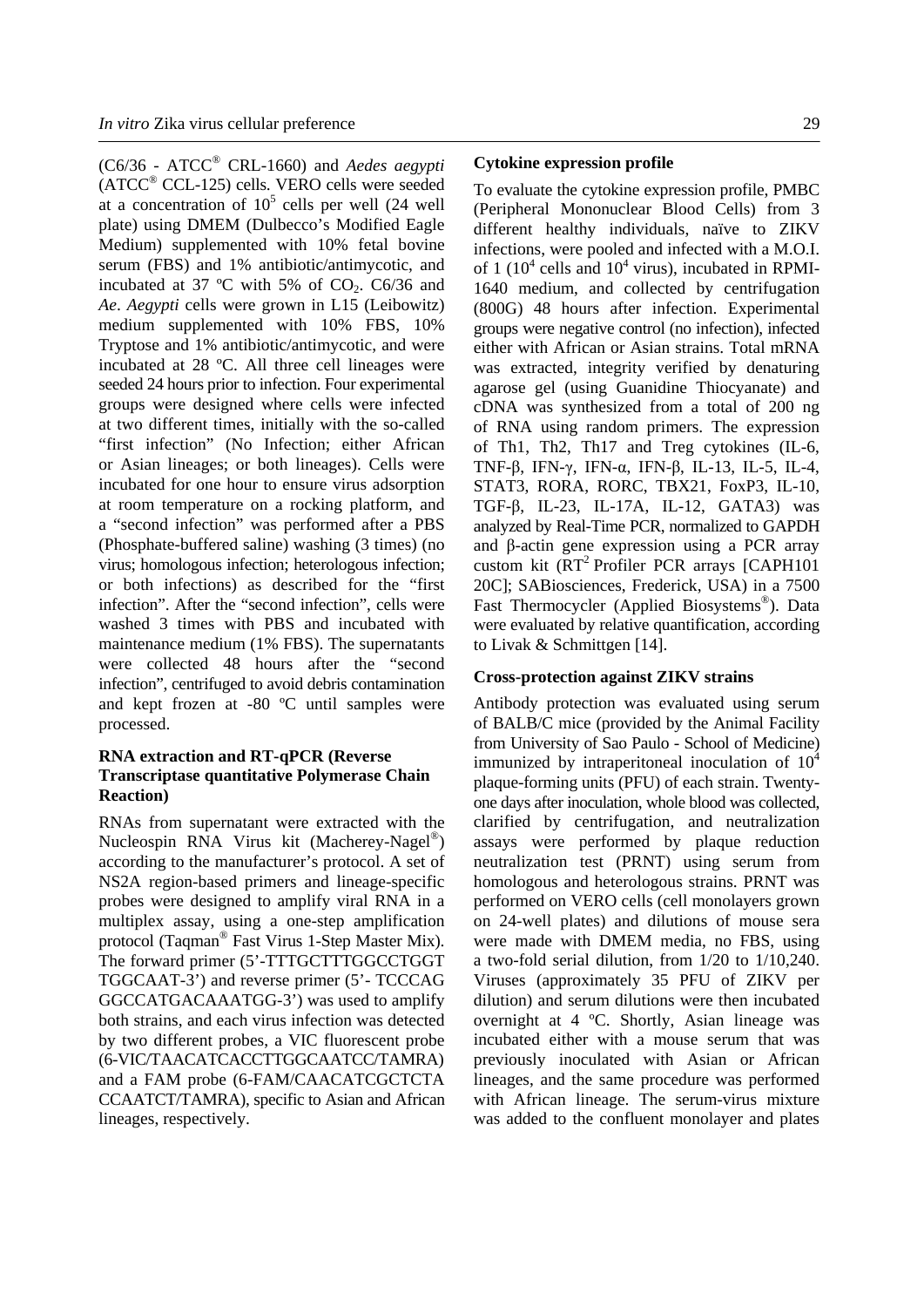(C6/36 - ATCC® CRL-1660) and *Aedes aegypti* (ATCC® CCL-125) cells. VERO cells were seeded at a concentration of $10^5$ cells per well (24 well plate) using DMEM (Dulbecco's Modified Eagle Medium) supplemented with 10% fetal bovine serum (FBS) and 1% antibiotic/antimycotic, and incubated at 37 ºC with 5% of $CO_2$. C6/36 and *Ae*. *Aegypti* cells were grown in L15 (Leibowitz) medium supplemented with 10% FBS, 10% Tryptose and 1% antibiotic/antimycotic, and were incubated at 28 ºC. All three cell lineages were seeded 24 hours prior to infection. Four experimental groups were designed where cells were infected at two different times, initially with the so-called "first infection" (No Infection; either African or Asian lineages; or both lineages). Cells were incubated for one hour to ensure virus adsorption at room temperature on a rocking platform, and a "second infection" was performed after a PBS (Phosphate-buffered saline) washing (3 times) (no virus; homologous infection; heterologous infection; or both infections) as described for the "first infection". After the "second infection", cells were washed 3 times with PBS and incubated with maintenance medium (1% FBS). The supernatants were collected 48 hours after the "second infection", centrifuged to avoid debris contamination and kept frozen at -80 ºC until samples were processed.

### RNA extraction and RT-qPCR (Reverse Transcriptase quantitative Polymerase Chain Reaction)

RNAs from supernatant were extracted with the Nucleospin RNA Virus kit (Macherey-Nagel®) according to the manufacturer's protocol. A set of NS2A region-based primers and lineage-specific probes were designed to amplify viral RNA in a multiplex assay, using a one-step amplification protocol (Taqman® Fast Virus 1-Step Master Mix). The forward primer (5'-TTTGCTTTGGCCTGGT TGGCAAT-3') and reverse primer (5'- TCCCAG GGCCATGACAAATGG-3') was used to amplify both strains, and each virus infection was detected by two different probes, a VIC fluorescent probe (6-VIC/TAACATCACCTTGGCAATCC/TAMRA) and a FAM probe (6-FAM/CAACATCGCTCTA CCAATCT/TAMRA), specific to Asian and African lineages, respectively.

### Cytokine expression profile

To evaluate the cytokine expression profile, PMBC (Peripheral Mononuclear Blood Cells) from 3 different healthy individuals, naïve to ZIKV infections, were pooled and infected with a M.O.I. of 1 ($10^4$ cells and $10^4$ virus), incubated in RPMI-1640 medium, and collected by centrifugation (800G) 48 hours after infection. Experimental groups were negative control (no infection), infected either with African or Asian strains. Total mRNA was extracted, integrity verified by denaturing agarose gel (using Guanidine Thiocyanate) and cDNA was synthesized from a total of 200 ng of RNA using random primers. The expression of Th1, Th2, Th17 and Treg cytokines (IL-6, TNF-β, IFN-γ, IFN-α, IFN-β, IL-13, IL-5, IL-4, STAT3, RORA, RORC, TBX21, FoxP3, IL-10, TGF-β, IL-23, IL-17A, IL-12, GATA3) was analyzed by Real-Time PCR, normalized to GAPDH and β-actin gene expression using a PCR array custom kit ($RT^2$ Profiler PCR arrays [CAPH101 20C]; SABiosciences, Frederick, USA) in a 7500 Fast Thermocycler (Applied Biosystems®). Data were evaluated by relative quantification, according to Livak & Schmittgen [14].

### Cross-protection against ZIKV strains

Antibody protection was evaluated using serum of BALB/C mice (provided by the Animal Facility from University of Sao Paulo - School of Medicine) immunized by intraperitoneal inoculation of $10^4$ plaque-forming units (PFU) of each strain. Twenty-one days after inoculation, whole blood was collected, clarified by centrifugation, and neutralization assays were performed by plaque reduction neutralization test (PRNT) using serum from homologous and heterologous strains. PRNT was performed on VERO cells (cell monolayers grown on 24-well plates) and dilutions of mouse sera were made with DMEM media, no FBS, using a two-fold serial dilution, from 1/20 to 1/10,240. Viruses (approximately 35 PFU of ZIKV per dilution) and serum dilutions were then incubated overnight at 4 ºC. Shortly, Asian lineage was incubated either with a mouse serum that was previously inoculated with Asian or African lineages, and the same procedure was performed with African lineage. The serum-virus mixture was added to the confluent monolayer and plates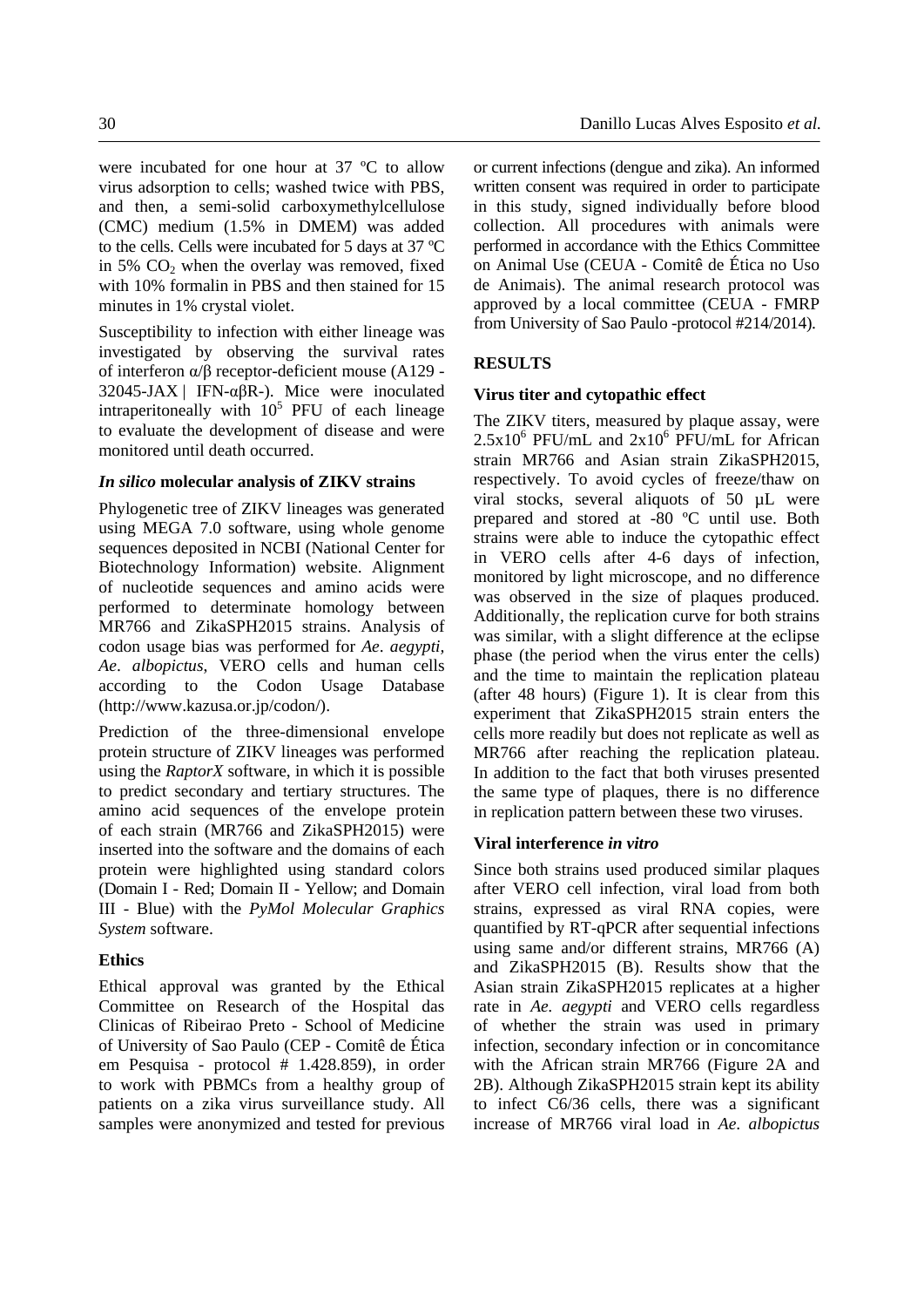were incubated for one hour at 37 ºC to allow virus adsorption to cells; washed twice with PBS, and then, a semi-solid carboxymethylcellulose (CMC) medium (1.5% in DMEM) was added to the cells. Cells were incubated for 5 days at 37 ºC in 5% $CO_2$ when the overlay was removed, fixed with 10% formalin in PBS and then stained for 15 minutes in 1% crystal violet.

Susceptibility to infection with either lineage was investigated by observing the survival rates of interferon α/β receptor-deficient mouse (A129 - 32045-JAX | IFN-αβR-). Mice were inoculated intraperitoneally with $10^5$ PFU of each lineage to evaluate the development of disease and were monitored until death occurred.

### *In silico* molecular analysis of ZIKV strains

Phylogenetic tree of ZIKV lineages was generated using MEGA 7.0 software, using whole genome sequences deposited in NCBI (National Center for Biotechnology Information) website. Alignment of nucleotide sequences and amino acids were performed to determinate homology between MR766 and ZikaSPH2015 strains. Analysis of codon usage bias was performed for *Ae. aegypti*, *Ae. albopictus*, VERO cells and human cells according to the Codon Usage Database (http://www.kazusa.or.jp/codon/).

Prediction of the three-dimensional envelope protein structure of ZIKV lineages was performed using the *RaptorX* software, in which it is possible to predict secondary and tertiary structures. The amino acid sequences of the envelope protein of each strain (MR766 and ZikaSPH2015) were inserted into the software and the domains of each protein were highlighted using standard colors (Domain I - Red; Domain II - Yellow; and Domain III - Blue) with the *PyMol Molecular Graphics System* software.

### Ethics

Ethical approval was granted by the Ethical Committee on Research of the Hospital das Clinicas of Ribeirao Preto - School of Medicine of University of Sao Paulo (CEP - Comitê de Ética em Pesquisa - protocol # 1.428.859), in order to work with PBMCs from a healthy group of patients on a zika virus surveillance study. All samples were anonymized and tested for previous or current infections (dengue and zika). An informed written consent was required in order to participate in this study, signed individually before blood collection. All procedures with animals were performed in accordance with the Ethics Committee on Animal Use (CEUA - Comitê de Ética no Uso de Animais). The animal research protocol was approved by a local committee (CEUA - FMRP from University of Sao Paulo -protocol #214/2014).

## RESULTS

### Virus titer and cytopathic effect

The ZIKV titers, measured by plaque assay, were $2.5\text{x}10^6$ PFU/mL and $2\text{x}10^6$ PFU/mL for African strain MR766 and Asian strain ZikaSPH2015, respectively. To avoid cycles of freeze/thaw on viral stocks, several aliquots of 50 µL were prepared and stored at -80 ºC until use. Both strains were able to induce the cytopathic effect in VERO cells after 4-6 days of infection, monitored by light microscope, and no difference was observed in the size of plaques produced. Additionally, the replication curve for both strains was similar, with a slight difference at the eclipse phase (the period when the virus enter the cells) and the time to maintain the replication plateau (after 48 hours) (Figure 1). It is clear from this experiment that ZikaSPH2015 strain enters the cells more readily but does not replicate as well as MR766 after reaching the replication plateau. In addition to the fact that both viruses presented the same type of plaques, there is no difference in replication pattern between these two viruses.

### Viral interference *in vitro*

Since both strains used produced similar plaques after VERO cell infection, viral load from both strains, expressed as viral RNA copies, were quantified by RT-qPCR after sequential infections using same and/or different strains, MR766 (A) and ZikaSPH2015 (B). Results show that the Asian strain ZikaSPH2015 replicates at a higher rate in *Ae. aegypti* and VERO cells regardless of whether the strain was used in primary infection, secondary infection or in concomitance with the African strain MR766 (Figure 2A and 2B). Although ZikaSPH2015 strain kept its ability to infect C6/36 cells, there was a significant increase of MR766 viral load in *Ae. albopictus*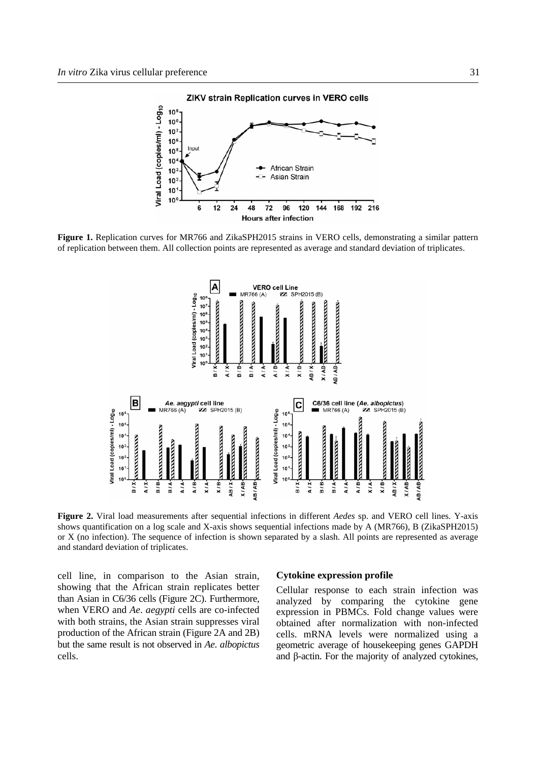**Figure 1.** Replication curves for MR766 and ZikaSPH2015 strains in VERO cells, demonstrating a similar pattern of replication between them. All collection points are represented as average and standard deviation of triplicates.

**Figure 2.** Viral load measurements after sequential infections in different *Aedes* sp. and VERO cell lines. Y-axis shows quantification on a log scale and X-axis shows sequential infections made by A (MR766), B (ZikaSPH2015) or X (no infection). The sequence of infection is shown separated by a slash. All points are represented as average and standard deviation of triplicates.

cell line, in comparison to the Asian strain, showing that the African strain replicates better than Asian in C6/36 cells (Figure 2C). Furthermore, when VERO and *Ae. aegypti* cells are co-infected with both strains, the Asian strain suppresses viral production of the African strain (Figure 2A and 2B) but the same result is not observed in *Ae. albopictus* cells.

### Cytokine expression profile

Cellular response to each strain infection was analyzed by comparing the cytokine gene expression in PBMCs. Fold change values were obtained after normalization with non-infected cells. mRNA levels were normalized using a geometric average of housekeeping genes GAPDH and β-actin. For the majority of analyzed cytokines,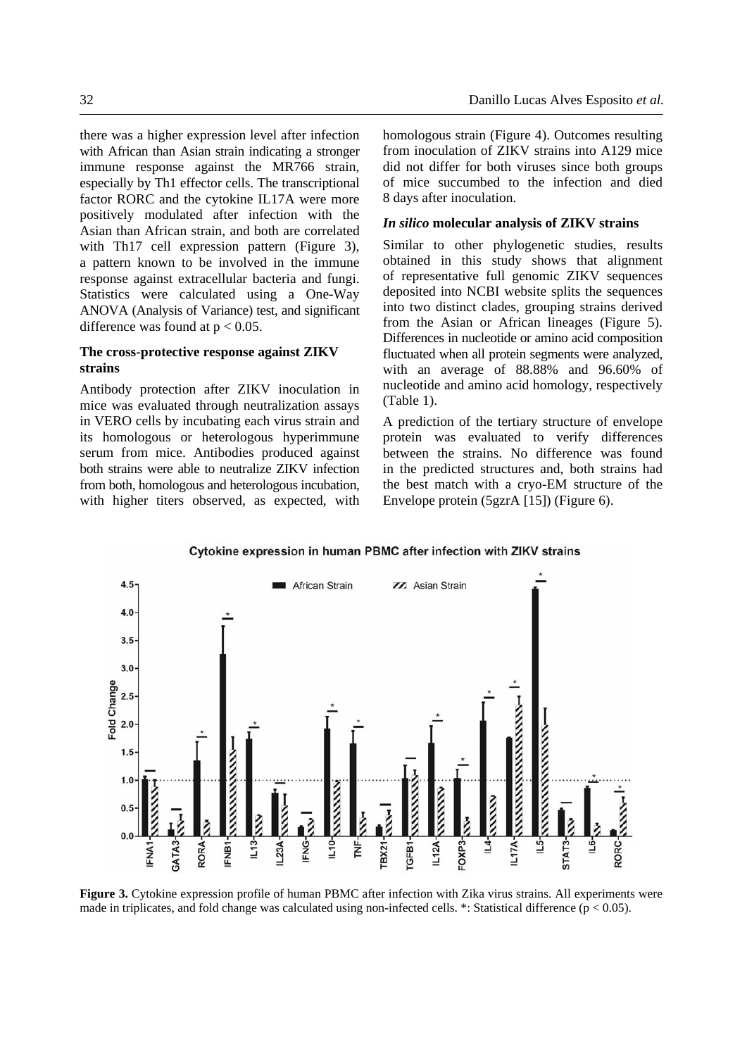there was a higher expression level after infection with African than Asian strain indicating a stronger immune response against the MR766 strain, especially by Th1 effector cells. The transcriptional factor RORC and the cytokine IL17A were more positively modulated after infection with the Asian than African strain, and both are correlated with Th17 cell expression pattern (Figure 3), a pattern known to be involved in the immune response against extracellular bacteria and fungi. Statistics were calculated using a One-Way ANOVA (Analysis of Variance) test, and significant difference was found at $p < 0.05$.

### The cross-protective response against ZIKV strains

Antibody protection after ZIKV inoculation in mice was evaluated through neutralization assays in VERO cells by incubating each virus strain and its homologous or heterologous hyperimmune serum from mice. Antibodies produced against both strains were able to neutralize ZIKV infection from both, homologous and heterologous incubation, with higher titers observed, as expected, with homologous strain (Figure 4). Outcomes resulting from inoculation of ZIKV strains into A129 mice did not differ for both viruses since both groups of mice succumbed to the infection and died 8 days after inoculation.

### *In silico* molecular analysis of ZIKV strains

Similar to other phylogenetic studies, results obtained in this study shows that alignment of representative full genomic ZIKV sequences deposited into NCBI website splits the sequences into two distinct clades, grouping strains derived from the Asian or African lineages (Figure 5). Differences in nucleotide or amino acid composition fluctuated when all protein segments were analyzed, with an average of 88.88% and 96.60% of nucleotide and amino acid homology, respectively (Table 1).

A prediction of the tertiary structure of envelope protein was evaluated to verify differences between the strains. No difference was found in the predicted structures and, both strains had the best match with a cryo-EM structure of the Envelope protein (5gzrA [15]) (Figure 6).

**Figure 3.** Cytokine expression profile of human PBMC after infection with Zika virus strains. All experiments were made in triplicates, and fold change was calculated using non-infected cells. *: Statistical difference ($p < 0.05$).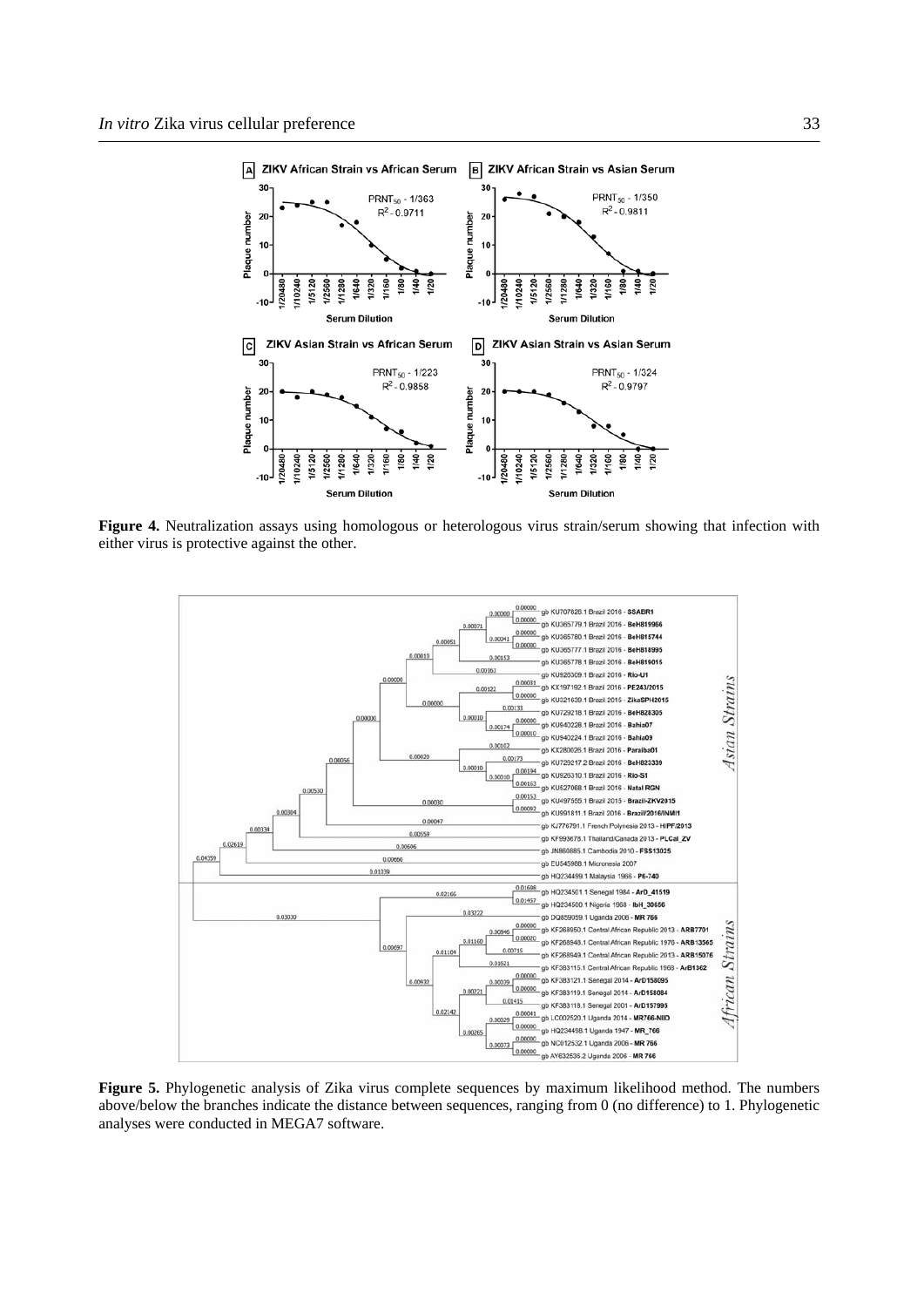**Figure 4.** Neutralization assays using homologous or heterologous virus strain/serum showing that infection with either virus is protective against the other.

**Figure 5.** Phylogenetic analysis of Zika virus complete sequences by maximum likelihood method. The numbers above/below the branches indicate the distance between sequences, ranging from 0 (no difference) to 1. Phylogenetic analyses were conducted in MEGA7 software.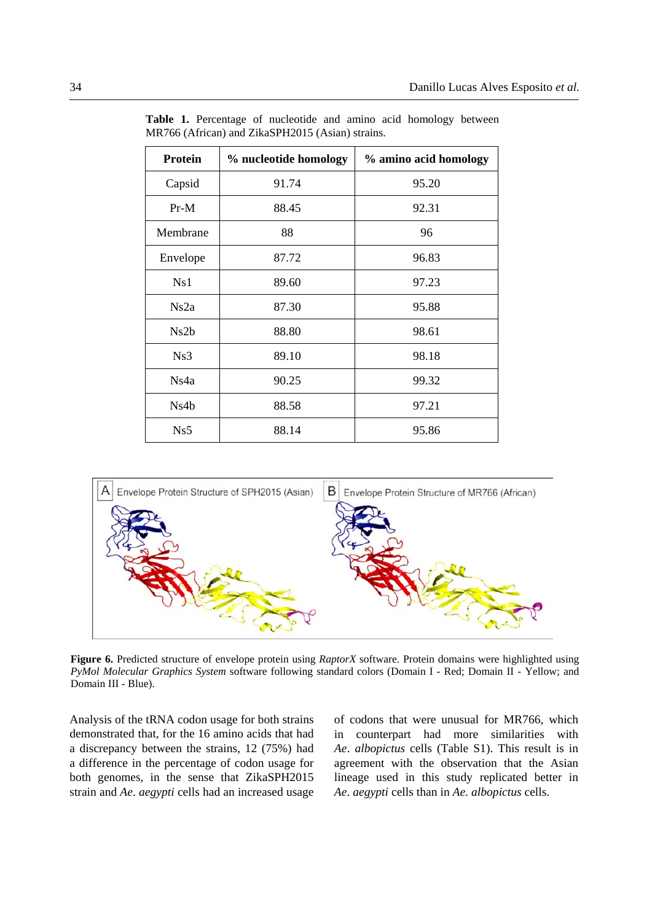**Table 1.** Percentage of nucleotide and amino acid homology between MR766 (African) and ZikaSPH2015 (Asian) strains.

| Protein | % nucleotide homology | % amino acid homology |
|---|---|---|
| Capsid | 91.74 | 95.20 |
| Pr-M | 88.45 | 92.31 |
| Membrane | 88 | 96 |
| Envelope | 87.72 | 96.83 |
| Ns1 | 89.60 | 97.23 |
| Ns2a | 87.30 | 95.88 |
| Ns2b | 88.80 | 98.61 |
| Ns3 | 89.10 | 98.18 |
| Ns4a | 90.25 | 99.32 |
| Ns4b | 88.58 | 97.21 |
| Ns5 | 88.14 | 95.86 |

**Figure 6.** Predicted structure of envelope protein using *RaptorX* software. Protein domains were highlighted using *PyMol Molecular Graphics System* software following standard colors (Domain I - Red; Domain II - Yellow; and Domain III - Blue).

Analysis of the tRNA codon usage for both strains demonstrated that, for the 16 amino acids that had a discrepancy between the strains, 12 (75%) had a difference in the percentage of codon usage for both genomes, in the sense that ZikaSPH2015 strain and *Ae*. *aegypti* cells had an increased usage of codons that were unusual for MR766, which in counterpart had more similarities with *Ae*. *albopictus* cells (Table S1). This result is in agreement with the observation that the Asian lineage used in this study replicated better in *Ae*. *aegypti* cells than in *Ae*. *albopictus* cells.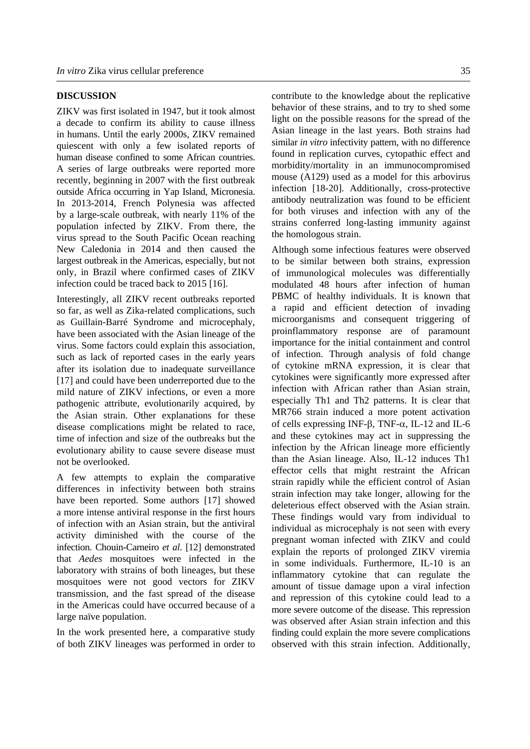## DISCUSSION

ZIKV was first isolated in 1947, but it took almost a decade to confirm its ability to cause illness in humans. Until the early 2000s, ZIKV remained quiescent with only a few isolated reports of human disease confined to some African countries. A series of large outbreaks were reported more recently, beginning in 2007 with the first outbreak outside Africa occurring in Yap Island, Micronesia. In 2013-2014, French Polynesia was affected by a large-scale outbreak, with nearly 11% of the population infected by ZIKV. From there, the virus spread to the South Pacific Ocean reaching New Caledonia in 2014 and then caused the largest outbreak in the Americas, especially, but not only, in Brazil where confirmed cases of ZIKV infection could be traced back to 2015 [16].

Interestingly, all ZIKV recent outbreaks reported so far, as well as Zika-related complications, such as Guillain-Barré Syndrome and microcephaly, have been associated with the Asian lineage of the virus. Some factors could explain this association, such as lack of reported cases in the early years after its isolation due to inadequate surveillance [17] and could have been underreported due to the mild nature of ZIKV infections, or even a more pathogenic attribute, evolutionarily acquired, by the Asian strain. Other explanations for these disease complications might be related to race, time of infection and size of the outbreaks but the evolutionary ability to cause severe disease must not be overlooked.

A few attempts to explain the comparative differences in infectivity between both strains have been reported. Some authors [17] showed a more intense antiviral response in the first hours of infection with an Asian strain, but the antiviral activity diminished with the course of the infection. Chouin-Carneiro *et al.* [12] demonstrated that *Aedes* mosquitoes were infected in the laboratory with strains of both lineages, but these mosquitoes were not good vectors for ZIKV transmission, and the fast spread of the disease in the Americas could have occurred because of a large naïve population.

In the work presented here, a comparative study of both ZIKV lineages was performed in order to contribute to the knowledge about the replicative behavior of these strains, and to try to shed some light on the possible reasons for the spread of the Asian lineage in the last years. Both strains had similar *in vitro* infectivity pattern, with no difference found in replication curves, cytopathic effect and morbidity/mortality in an immunocompromised mouse (A129) used as a model for this arbovirus infection [18-20]. Additionally, cross-protective antibody neutralization was found to be efficient for both viruses and infection with any of the strains conferred long-lasting immunity against the homologous strain.

Although some infectious features were observed to be similar between both strains, expression of immunological molecules was differentially modulated 48 hours after infection of human PBMC of healthy individuals. It is known that a rapid and efficient detection of invading microorganisms and consequent triggering of proinflammatory response are of paramount importance for the initial containment and control of infection. Through analysis of fold change of cytokine mRNA expression, it is clear that cytokines were significantly more expressed after infection with African rather than Asian strain, especially Th1 and Th2 patterns. It is clear that MR766 strain induced a more potent activation of cells expressing INF-$\beta$, TNF-$\alpha$, IL-12 and IL-6 and these cytokines may act in suppressing the infection by the African lineage more efficiently than the Asian lineage. Also, IL-12 induces Th1 effector cells that might restraint the African strain rapidly while the efficient control of Asian strain infection may take longer, allowing for the deleterious effect observed with the Asian strain. These findings would vary from individual to individual as microcephaly is not seen with every pregnant woman infected with ZIKV and could explain the reports of prolonged ZIKV viremia in some individuals. Furthermore, IL-10 is an inflammatory cytokine that can regulate the amount of tissue damage upon a viral infection and repression of this cytokine could lead to a more severe outcome of the disease. This repression was observed after Asian strain infection and this finding could explain the more severe complications observed with this strain infection. Additionally,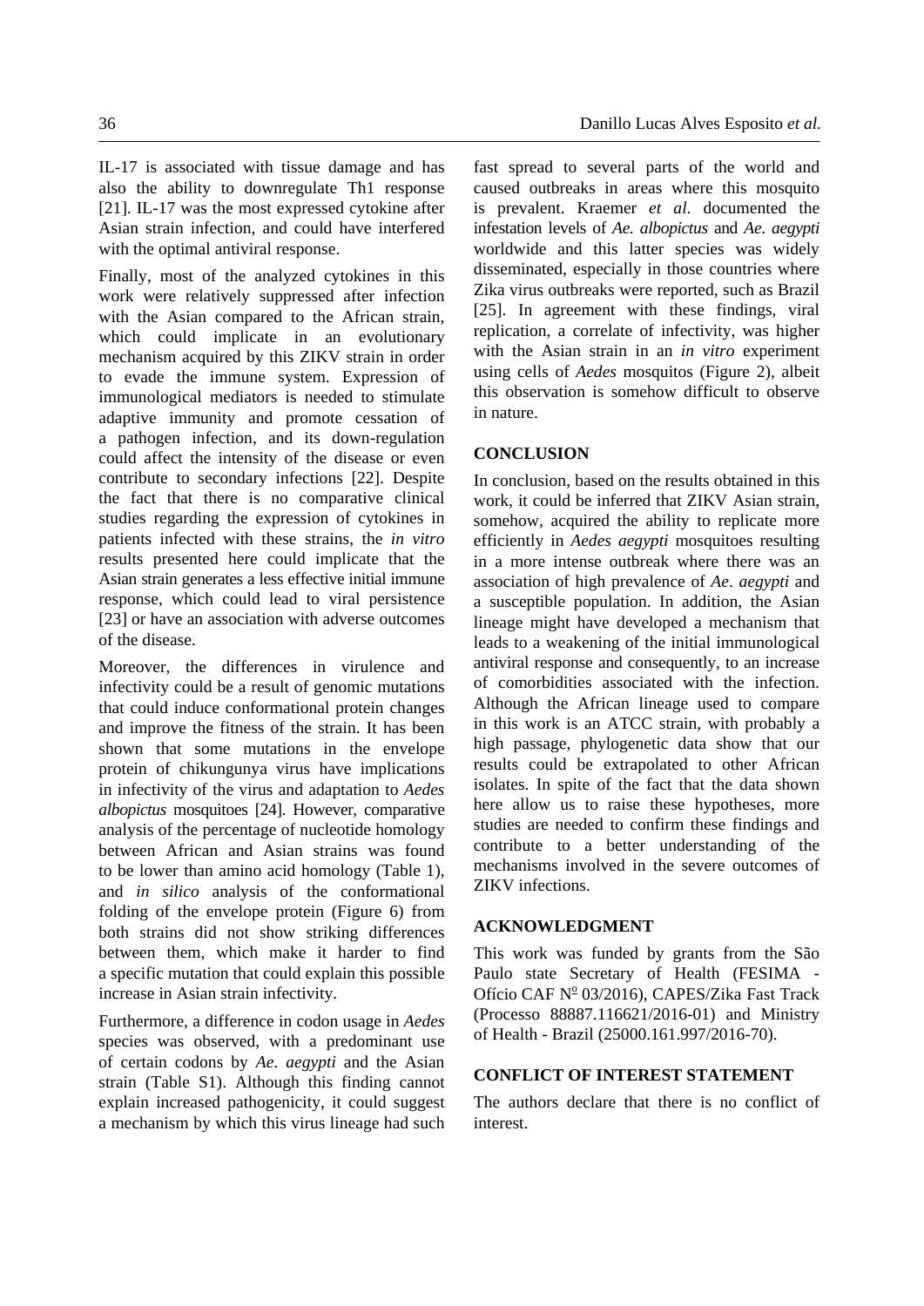IL-17 is associated with tissue damage and has also the ability to downregulate Th1 response [21]. IL-17 was the most expressed cytokine after Asian strain infection, and could have interfered with the optimal antiviral response.

Finally, most of the analyzed cytokines in this work were relatively suppressed after infection with the Asian compared to the African strain, which could implicate in an evolutionary mechanism acquired by this ZIKV strain in order to evade the immune system. Expression of immunological mediators is needed to stimulate adaptive immunity and promote cessation of a pathogen infection, and its down-regulation could affect the intensity of the disease or even contribute to secondary infections [22]. Despite the fact that there is no comparative clinical studies regarding the expression of cytokines in patients infected with these strains, the *in vitro* results presented here could implicate that the Asian strain generates a less effective initial immune response, which could lead to viral persistence [23] or have an association with adverse outcomes of the disease.

Moreover, the differences in virulence and infectivity could be a result of genomic mutations that could induce conformational protein changes and improve the fitness of the strain. It has been shown that some mutations in the envelope protein of chikungunya virus have implications in infectivity of the virus and adaptation to *Aedes albopictus* mosquitoes [24]. However, comparative analysis of the percentage of nucleotide homology between African and Asian strains was found to be lower than amino acid homology (Table 1), and *in silico* analysis of the conformational folding of the envelope protein (Figure 6) from both strains did not show striking differences between them, which make it harder to find a specific mutation that could explain this possible increase in Asian strain infectivity.

Furthermore, a difference in codon usage in *Aedes* species was observed, with a predominant use of certain codons by *Ae. aegypti* and the Asian strain (Table S1). Although this finding cannot explain increased pathogenicity, it could suggest a mechanism by which this virus lineage had such fast spread to several parts of the world and caused outbreaks in areas where this mosquito is prevalent. Kraemer *et al.* documented the infestation levels of *Ae. albopictus* and *Ae. aegypti* worldwide and this latter species was widely disseminated, especially in those countries where Zika virus outbreaks were reported, such as Brazil [25]. In agreement with these findings, viral replication, a correlate of infectivity, was higher with the Asian strain in an *in vitro* experiment using cells of *Aedes* mosquitos (Figure 2), albeit this observation is somehow difficult to observe in nature.

## CONCLUSION

In conclusion, based on the results obtained in this work, it could be inferred that ZIKV Asian strain, somehow, acquired the ability to replicate more efficiently in *Aedes aegypti* mosquitoes resulting in a more intense outbreak where there was an association of high prevalence of *Ae. aegypti* and a susceptible population. In addition, the Asian lineage might have developed a mechanism that leads to a weakening of the initial immunological antiviral response and consequently, to an increase of comorbidities associated with the infection. Although the African lineage used to compare in this work is an ATCC strain, with probably a high passage, phylogenetic data show that our results could be extrapolated to other African isolates. In spite of the fact that the data shown here allow us to raise these hypotheses, more studies are needed to confirm these findings and contribute to a better understanding of the mechanisms involved in the severe outcomes of ZIKV infections.

## ACKNOWLEDGMENT

This work was funded by grants from the São Paulo state Secretary of Health (FESIMA - Ofício CAF Nº 03/2016), CAPES/Zika Fast Track (Processo 88887.116621/2016-01) and Ministry of Health - Brazil (25000.161.997/2016-70).

## CONFLICT OF INTEREST STATEMENT

The authors declare that there is no conflict of interest.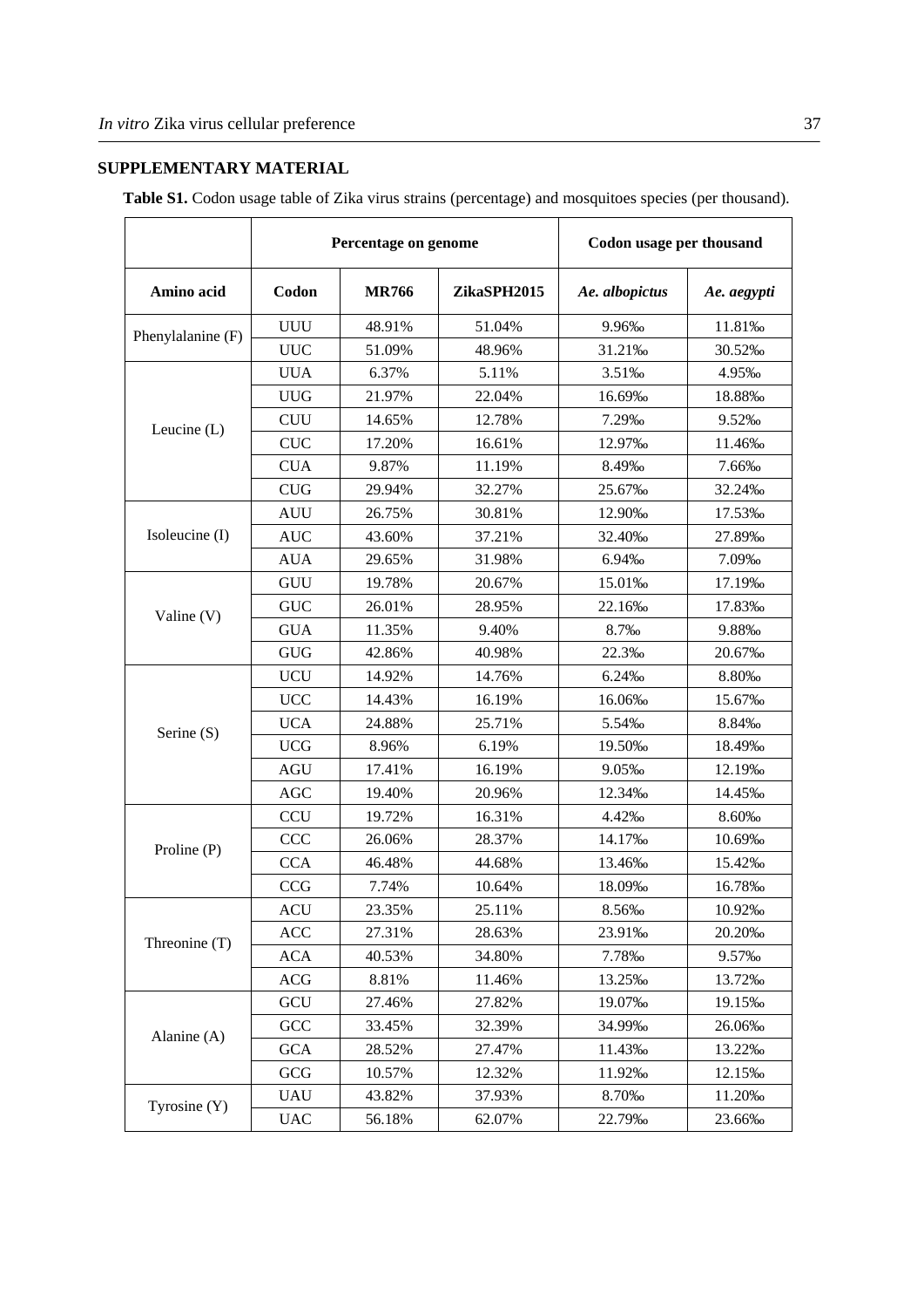## SUPPLEMENTARY MATERIAL

**Table S1.** Codon usage table of Zika virus strains (percentage) and mosquitoes species (per thousand).

| | Percentage on genome | | | Codon usage per thousand | |
|---|---|---|---|---|---|
| **Amino acid** | **Codon** | **MR766** | **ZikaSPH2015** | ***Ae. albopictus*** | ***Ae. aegypti*** |
| Phenylalanine (F) | UUU | 48.91% | 51.04% | 9.96‰ | 11.81‰ |
| | UUC | 51.09% | 48.96% | 31.21‰ | 30.52‰ |
| Leucine (L) | UUA | 6.37% | 5.11% | 3.51‰ | 4.95‰ |
| | UUG | 21.97% | 22.04% | 16.69‰ | 18.88‰ |
| | CUU | 14.65% | 12.78% | 7.29‰ | 9.52‰ |
| | CUC | 17.20% | 16.61% | 12.97‰ | 11.46‰ |
| | CUA | 9.87% | 11.19% | 8.49‰ | 7.66‰ |
| | CUG | 29.94% | 32.27% | 25.67‰ | 32.24‰ |
| Isoleucine (I) | AUU | 26.75% | 30.81% | 12.90‰ | 17.53‰ |
| | AUC | 43.60% | 37.21% | 32.40‰ | 27.89‰ |
| | AUA | 29.65% | 31.98% | 6.94‰ | 7.09‰ |
| Valine (V) | GUU | 19.78% | 20.67% | 15.01‰ | 17.19‰ |
| | GUC | 26.01% | 28.95% | 22.16‰ | 17.83‰ |
| | GUA | 11.35% | 9.40% | 8.7‰ | 9.88‰ |
| | GUG | 42.86% | 40.98% | 22.3‰ | 20.67‰ |
| Serine (S) | UCU | 14.92% | 14.76% | 6.24‰ | 8.80‰ |
| | UCC | 14.43% | 16.19% | 16.06‰ | 15.67‰ |
| | UCA | 24.88% | 25.71% | 5.54‰ | 8.84‰ |
| | UCG | 8.96% | 6.19% | 19.50‰ | 18.49‰ |
| | AGU | 17.41% | 16.19% | 9.05‰ | 12.19‰ |
| | AGC | 19.40% | 20.96% | 12.34‰ | 14.45‰ |
| Proline (P) | CCU | 19.72% | 16.31% | 4.42‰ | 8.60‰ |
| | CCC | 26.06% | 28.37% | 14.17‰ | 10.69‰ |
| | CCA | 46.48% | 44.68% | 13.46‰ | 15.42‰ |
| | CCG | 7.74% | 10.64% | 18.09‰ | 16.78‰ |
| Threonine (T) | ACU | 23.35% | 25.11% | 8.56‰ | 10.92‰ |
| | ACC | 27.31% | 28.63% | 23.91‰ | 20.20‰ |
| | ACA | 40.53% | 34.80% | 7.78‰ | 9.57‰ |
| | ACG | 8.81% | 11.46% | 13.25‰ | 13.72‰ |
| Alanine (A) | GCU | 27.46% | 27.82% | 19.07‰ | 19.15‰ |
| | GCC | 33.45% | 32.39% | 34.99‰ | 26.06‰ |
| | GCA | 28.52% | 27.47% | 11.43‰ | 13.22‰ |
| | GCG | 10.57% | 12.32% | 11.92‰ | 12.15‰ |
| Tyrosine (Y) | UAU | 43.82% | 37.93% | 8.70‰ | 11.20‰ |
| | UAC | 56.18% | 62.07% | 22.79‰ | 23.66‰ |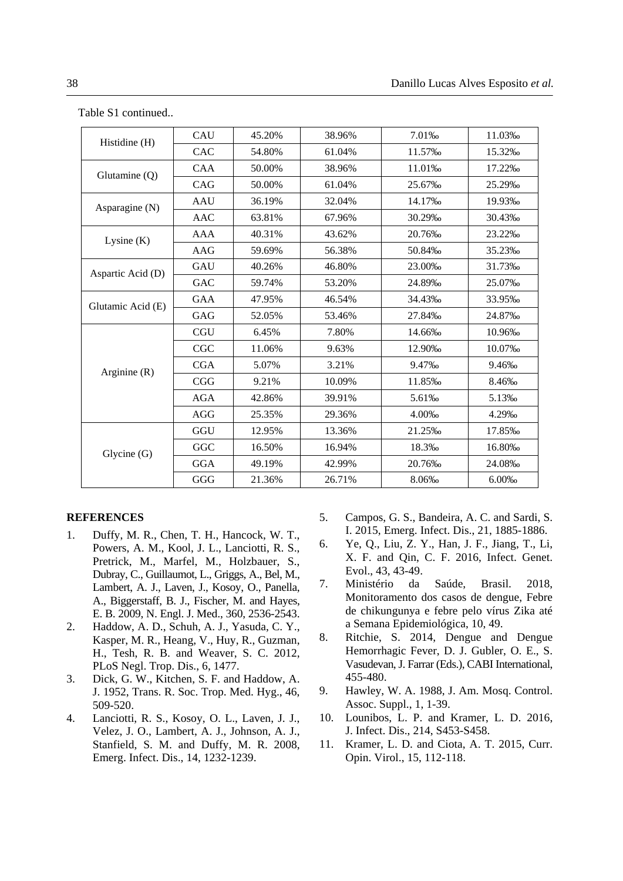Table S1 continued..

| | | | | | |
|---|---|---|---|---|---|
| Histidine (H) | CAU | 45.20% | 38.96% | 7.01‰ | 11.03‰ |
| | CAC | 54.80% | 61.04% | 11.57‰ | 15.32‰ |
| Glutamine (Q) | CAA | 50.00% | 38.96% | 11.01‰ | 17.22‰ |
| | CAG | 50.00% | 61.04% | 25.67‰ | 25.29‰ |
| Asparagine (N) | AAU | 36.19% | 32.04% | 14.17‰ | 19.93‰ |
| | AAC | 63.81% | 67.96% | 30.29‰ | 30.43‰ |
| Lysine (K) | AAA | 40.31% | 43.62% | 20.76‰ | 23.22‰ |
| | AAG | 59.69% | 56.38% | 50.84‰ | 35.23‰ |
| Aspartic Acid (D) | GAU | 40.26% | 46.80% | 23.00‰ | 31.73‰ |
| | GAC | 59.74% | 53.20% | 24.89‰ | 25.07‰ |
| Glutamic Acid (E) | GAA | 47.95% | 46.54% | 34.43‰ | 33.95‰ |
| | GAG | 52.05% | 53.46% | 27.84‰ | 24.87‰ |
| Arginine (R) | CGU | 6.45% | 7.80% | 14.66‰ | 10.96‰ |
| | CGC | 11.06% | 9.63% | 12.90‰ | 10.07‰ |
| | CGA | 5.07% | 3.21% | 9.47‰ | 9.46‰ |
| | CGG | 9.21% | 10.09% | 11.85‰ | 8.46‰ |
| | AGA | 42.86% | 39.91% | 5.61‰ | 5.13‰ |
| | AGG | 25.35% | 29.36% | 4.00‰ | 4.29‰ |
| Glycine (G) | GGU | 12.95% | 13.36% | 21.25‰ | 17.85‰ |
| | GGC | 16.50% | 16.94% | 18.3‰ | 16.80‰ |
| | GGA | 49.19% | 42.99% | 20.76‰ | 24.08‰ |
| | GGG | 21.36% | 26.71% | 8.06‰ | 6.00‰ |

## REFERENCES

1. Duffy, M. R., Chen, T. H., Hancock, W. T., Powers, A. M., Kool, J. L., Lanciotti, R. S., Pretrick, M., Marfel, M., Holzbauer, S., Dubray, C., Guillaumot, L., Griggs, A., Bel, M., Lambert, A. J., Laven, J., Kosoy, O., Panella, A., Biggerstaff, B. J., Fischer, M. and Hayes, E. B. 2009, N. Engl. J. Med., 360, 2536-2543.
2. Haddow, A. D., Schuh, A. J., Yasuda, C. Y., Kasper, M. R., Heang, V., Huy, R., Guzman, H., Tesh, R. B. and Weaver, S. C. 2012, PLoS Negl. Trop. Dis., 6, 1477.
3. Dick, G. W., Kitchen, S. F. and Haddow, A. J. 1952, Trans. R. Soc. Trop. Med. Hyg., 46, 509-520.
4. Lanciotti, R. S., Kosoy, O. L., Laven, J. J., Velez, J. O., Lambert, A. J., Johnson, A. J., Stanfield, S. M. and Duffy, M. R. 2008, Emerg. Infect. Dis., 14, 1232-1239.
5. Campos, G. S., Bandeira, A. C. and Sardi, S. I. 2015, Emerg. Infect. Dis., 21, 1885-1886.
6. Ye, Q., Liu, Z. Y., Han, J. F., Jiang, T., Li, X. F. and Qin, C. F. 2016, Infect. Genet. Evol., 43, 43-49.
7. Ministério da Saúde, Brasil. 2018, Monitoramento dos casos de dengue, Febre de chikungunya e febre pelo vírus Zika até a Semana Epidemiológica, 10, 49.
8. Ritchie, S. 2014, Dengue and Dengue Hemorrhagic Fever, D. J. Gubler, O. E., S. Vasudevan, J. Farrar (Eds.), CABI International, 455-480.
9. Hawley, W. A. 1988, J. Am. Mosq. Control. Assoc. Suppl., 1, 1-39.
10. Lounibos, L. P. and Kramer, L. D. 2016, J. Infect. Dis., 214, S453-S458.
11. Kramer, L. D. and Ciota, A. T. 2015, Curr. Opin. Virol., 15, 112-118.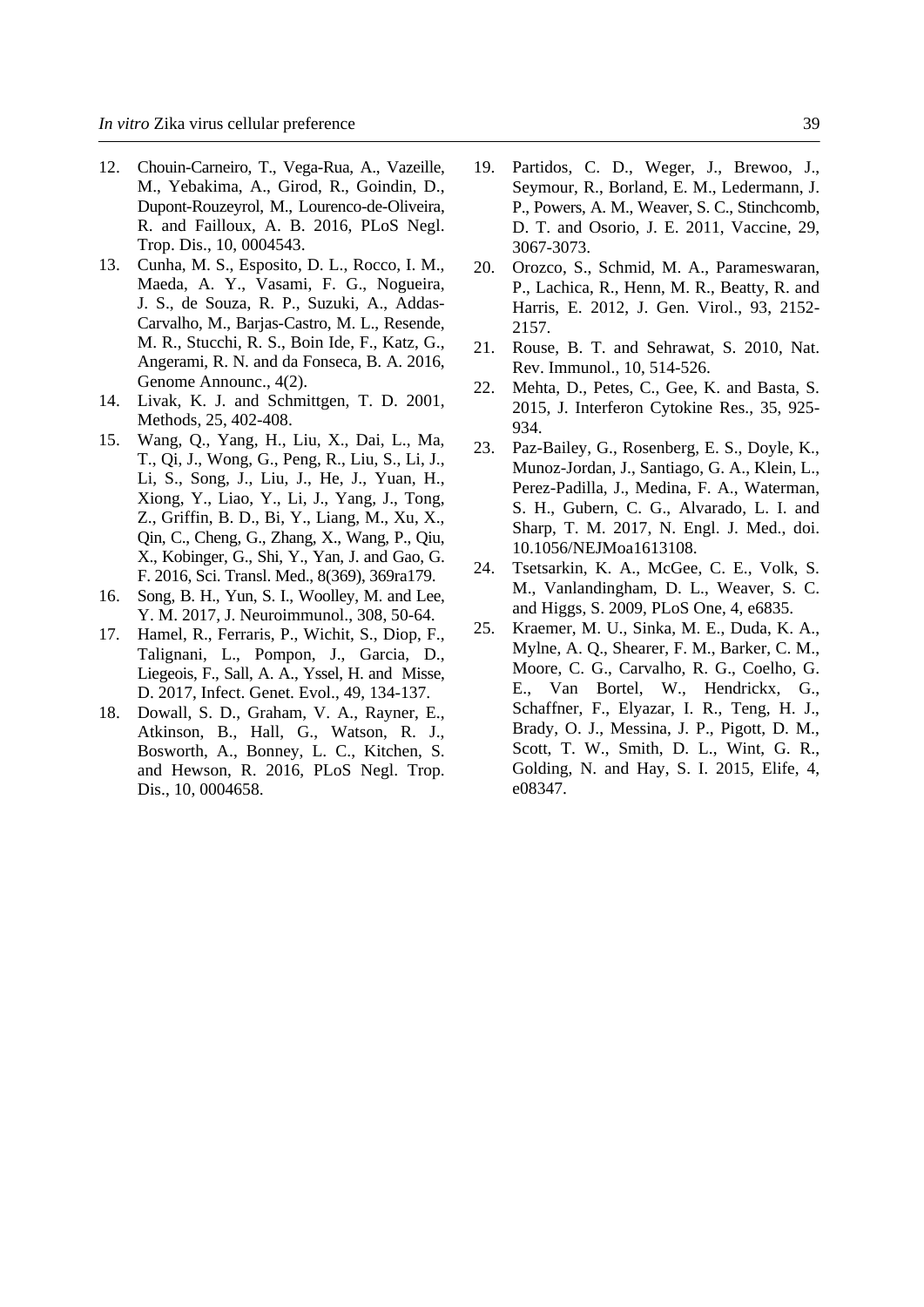12. Chouin-Carneiro, T., Vega-Rua, A., Vazeille, M., Yebakima, A., Girod, R., Goindin, D., Dupont-Rouzeyrol, M., Lourenco-de-Oliveira, R. and Failloux, A. B. 2016, PLoS Negl. Trop. Dis., 10, 0004543.
13. Cunha, M. S., Esposito, D. L., Rocco, I. M., Maeda, A. Y., Vasami, F. G., Nogueira, J. S., de Souza, R. P., Suzuki, A., Addas-Carvalho, M., Barjas-Castro, M. L., Resende, M. R., Stucchi, R. S., Boin Ide, F., Katz, G., Angerami, R. N. and da Fonseca, B. A. 2016, Genome Announc., 4(2).
14. Livak, K. J. and Schmittgen, T. D. 2001, Methods, 25, 402-408.
15. Wang, Q., Yang, H., Liu, X., Dai, L., Ma, T., Qi, J., Wong, G., Peng, R., Liu, S., Li, J., Li, S., Song, J., Liu, J., He, J., Yuan, H., Xiong, Y., Liao, Y., Li, J., Yang, J., Tong, Z., Griffin, B. D., Bi, Y., Liang, M., Xu, X., Qin, C., Cheng, G., Zhang, X., Wang, P., Qiu, X., Kobinger, G., Shi, Y., Yan, J. and Gao, G. F. 2016, Sci. Transl. Med., 8(369), 369ra179.
16. Song, B. H., Yun, S. I., Woolley, M. and Lee, Y. M. 2017, J. Neuroimmunol., 308, 50-64.
17. Hamel, R., Ferraris, P., Wichit, S., Diop, F., Talignani, L., Pompon, J., Garcia, D., Liegeois, F., Sall, A. A., Yssel, H. and Misse, D. 2017, Infect. Genet. Evol., 49, 134-137.
18. Dowall, S. D., Graham, V. A., Rayner, E., Atkinson, B., Hall, G., Watson, R. J., Bosworth, A., Bonney, L. C., Kitchen, S. and Hewson, R. 2016, PLoS Negl. Trop. Dis., 10, 0004658.
19. Partidos, C. D., Weger, J., Brewoo, J., Seymour, R., Borland, E. M., Ledermann, J. P., Powers, A. M., Weaver, S. C., Stinchcomb, D. T. and Osorio, J. E. 2011, Vaccine, 29, 3067-3073.
20. Orozco, S., Schmid, M. A., Parameswaran, P., Lachica, R., Henn, M. R., Beatty, R. and Harris, E. 2012, J. Gen. Virol., 93, 2152-2157.
21. Rouse, B. T. and Sehrawat, S. 2010, Nat. Rev. Immunol., 10, 514-526.
22. Mehta, D., Petes, C., Gee, K. and Basta, S. 2015, J. Interferon Cytokine Res., 35, 925-934.
23. Paz-Bailey, G., Rosenberg, E. S., Doyle, K., Munoz-Jordan, J., Santiago, G. A., Klein, L., Perez-Padilla, J., Medina, F. A., Waterman, S. H., Gubern, C. G., Alvarado, L. I. and Sharp, T. M. 2017, N. Engl. J. Med., doi. 10.1056/NEJMoa1613108.
24. Tsetsarkin, K. A., McGee, C. E., Volk, S. M., Vanlandingham, D. L., Weaver, S. C. and Higgs, S. 2009, PLoS One, 4, e6835.
25. Kraemer, M. U., Sinka, M. E., Duda, K. A., Mylne, A. Q., Shearer, F. M., Barker, C. M., Moore, C. G., Carvalho, R. G., Coelho, G. E., Van Bortel, W., Hendrickx, G., Schaffner, F., Elyazar, I. R., Teng, H. J., Brady, O. J., Messina, J. P., Pigott, D. M., Scott, T. W., Smith, D. L., Wint, G. R., Golding, N. and Hay, S. I. 2015, Elife, 4, e08347.